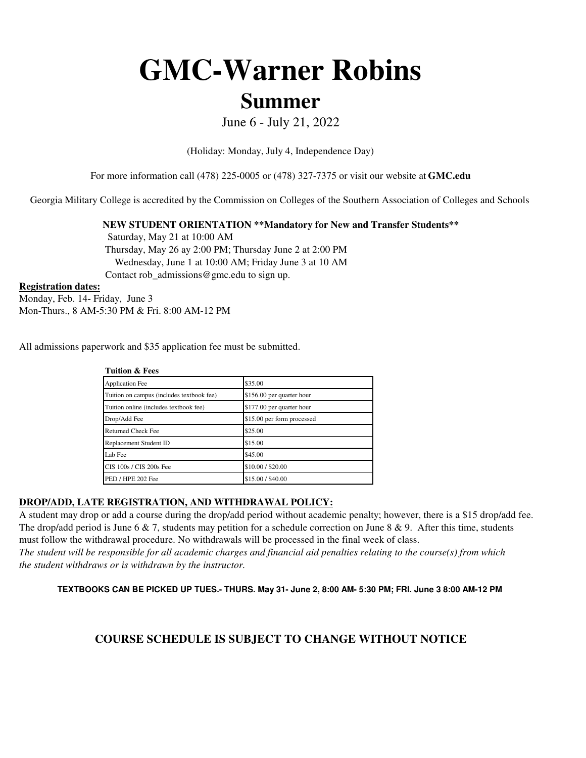# GMC-Warner Robins

## Summer

June 6 - July 21, 2022

(Holiday: Monday, July 4, Independence Day)

For more information call (478) 225-0005 or (478) 327-7375 or visit our website at **GMC.edu**

Georgia Military College is accredited by the Commission on Colleges of the Southern Association of Colleges and Schools

**NEW STUDENT ORIENTATION **Mandatory for New and Transfer Students****

Saturday, May 21 at 10:00 AM
Thursday, May 26 ay 2:00 PM; Thursday June 2 at 2:00 PM
Wednesday, June 1 at 10:00 AM; Friday June 3 at 10 AM
Contact rob_admissions@gmc.edu to sign up.

**Registration dates:**

Monday, Feb. 14- Friday, June 3
Mon-Thurs., 8 AM-5:30 PM & Fri. 8:00 AM-12 PM

All admissions paperwork and $35 application fee must be submitted.

**Tuition & Fees**

| Item | Fee |
|---|---|
| Application Fee | $35.00 |
| Tuition on campus (includes textbook fee) | $156.00 per quarter hour |
| Tuition online (includes textbook fee) | $177.00 per quarter hour |
| Drop/Add Fee | $15.00 per form processed |
| Returned Check Fee | $25.00 |
| Replacement Student ID | $15.00 |
| Lab Fee | $45.00 |
| CIS 100s / CIS 200s Fee | $10.00 / $20.00 |
| PED / HPE 202 Fee | $15.00 / $40.00 |

**DROP/ADD, LATE REGISTRATION, AND WITHDRAWAL POLICY:**

A student may drop or add a course during the drop/add period without academic penalty; however, there is a $15 drop/add fee. The drop/add period is June 6 & 7, students may petition for a schedule correction on June 8 & 9. After this time, students must follow the withdrawal procedure. No withdrawals will be processed in the final week of class.

*The student will be responsible for all academic charges and financial aid penalties relating to the course(s) from which the student withdraws or is withdrawn by the instructor.*

**TEXTBOOKS CAN BE PICKED UP TUES.- THURS. May 31- June 2, 8:00 AM- 5:30 PM; FRI. June 3 8:00 AM-12 PM**

**COURSE SCHEDULE IS SUBJECT TO CHANGE WITHOUT NOTICE**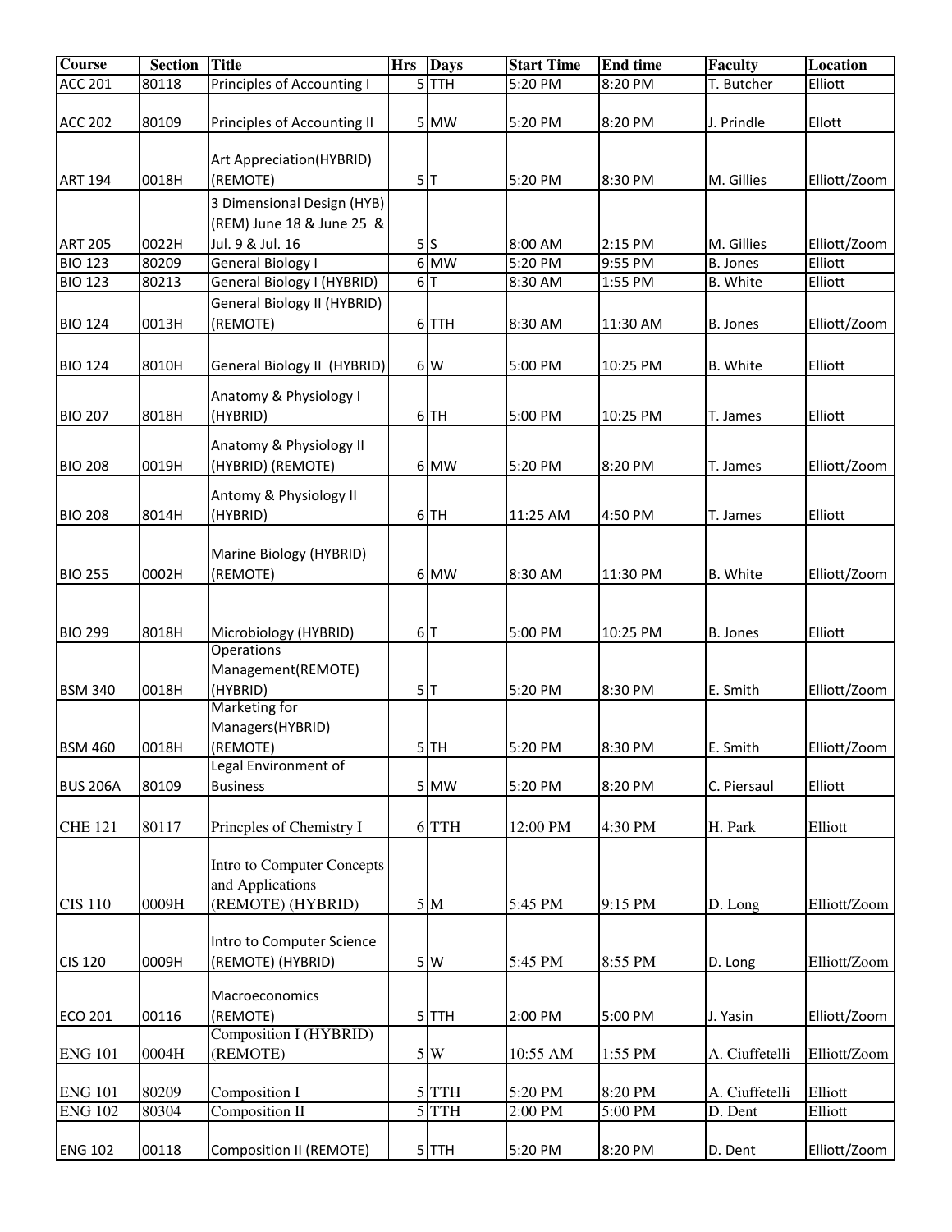| Course | Section | Title | Hrs | Days | Start Time | End time | Faculty | Location |
|---|---|---|---|---|---|---|---|---|
| ACC 201 | 80118 | Principles of Accounting I | 5 | TTH | 5:20 PM | 8:20 PM | T. Butcher | Elliott |
| ACC 202 | 80109 | Principles of Accounting II | 5 | MW | 5:20 PM | 8:20 PM | J. Prindle | Ellott |
| ART 194 | 0018H | Art Appreciation(HYBRID) (REMOTE) | 5 | T | 5:20 PM | 8:30 PM | M. Gillies | Elliott/Zoom |
| ART 205 | 0022H | 3 Dimensional Design (HYB) (REM) June 18 & June 25 & Jul. 9 & Jul. 16 | 5 | S | 8:00 AM | 2:15 PM | M. Gillies | Elliott/Zoom |
| BIO 123 | 80209 | General Biology I | 6 | MW | 5:20 PM | 9:55 PM | B. Jones | Elliott |
| BIO 123 | 80213 | General Biology I (HYBRID) | 6 | T | 8:30 AM | 1:55 PM | B. White | Elliott |
| BIO 124 | 0013H | General Biology II (HYBRID) (REMOTE) | 6 | TTH | 8:30 AM | 11:30 AM | B. Jones | Elliott/Zoom |
| BIO 124 | 8010H | General Biology II (HYBRID) | 6 | W | 5:00 PM | 10:25 PM | B. White | Elliott |
| BIO 207 | 8018H | Anatomy & Physiology I (HYBRID) | 6 | TH | 5:00 PM | 10:25 PM | T. James | Elliott |
| BIO 208 | 0019H | Anatomy & Physiology II (HYBRID) (REMOTE) | 6 | MW | 5:20 PM | 8:20 PM | T. James | Elliott/Zoom |
| BIO 208 | 8014H | Antomy & Physiology II (HYBRID) | 6 | TH | 11:25 AM | 4:50 PM | T. James | Elliott |
| BIO 255 | 0002H | Marine Biology (HYBRID) (REMOTE) | 6 | MW | 8:30 AM | 11:30 PM | B. White | Elliott/Zoom |
| BIO 299 | 8018H | Microbiology (HYBRID) | 6 | T | 5:00 PM | 10:25 PM | B. Jones | Elliott |
| BSM 340 | 0018H | Operations Management(REMOTE) (HYBRID) | 5 | T | 5:20 PM | 8:30 PM | E. Smith | Elliott/Zoom |
| BSM 460 | 0018H | Marketing for Managers(HYBRID) (REMOTE) | 5 | TH | 5:20 PM | 8:30 PM | E. Smith | Elliott/Zoom |
| BUS 206A | 80109 | Legal Environment of Business | 5 | MW | 5:20 PM | 8:20 PM | C. Piersaul | Elliott |
| CHE 121 | 80117 | Princples of Chemistry I | 6 | TTH | 12:00 PM | 4:30 PM | H. Park | Elliott |
| CIS 110 | 0009H | Intro to Computer Concepts and Applications (REMOTE) (HYBRID) | 5 | M | 5:45 PM | 9:15 PM | D. Long | Elliott/Zoom |
| CIS 120 | 0009H | Intro to Computer Science (REMOTE) (HYBRID) | 5 | W | 5:45 PM | 8:55 PM | D. Long | Elliott/Zoom |
| ECO 201 | 00116 | Macroeconomics (REMOTE) | 5 | TTH | 2:00 PM | 5:00 PM | J. Yasin | Elliott/Zoom |
| ENG 101 | 0004H | Composition I (HYBRID) (REMOTE) | 5 | W | 10:55 AM | 1:55 PM | A. Ciuffetelli | Elliott/Zoom |
| ENG 101 | 80209 | Composition I | 5 | TTH | 5:20 PM | 8:20 PM | A. Ciuffetelli | Elliott |
| ENG 102 | 80304 | Composition II | 5 | TTH | 2:00 PM | 5:00 PM | D. Dent | Elliott |
| ENG 102 | 00118 | Composition II (REMOTE) | 5 | TTH | 5:20 PM | 8:20 PM | D. Dent | Elliott/Zoom |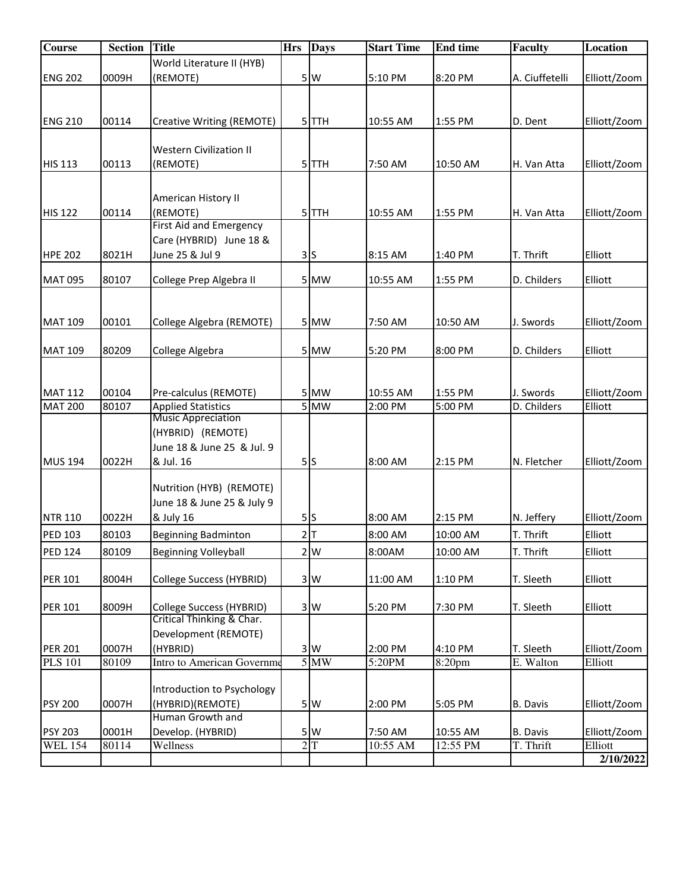| Course | Section | Title | Hrs | Days | Start Time | End time | Faculty | Location |
|---|---|---|---|---|---|---|---|---|
| ENG 202 | 0009H | World Literature II (HYB) (REMOTE) | 5 | W | 5:10 PM | 8:20 PM | A. Ciuffetelli | Elliott/Zoom |
| ENG 210 | 00114 | Creative Writing (REMOTE) | 5 | TTH | 10:55 AM | 1:55 PM | D. Dent | Elliott/Zoom |
| HIS 113 | 00113 | Western Civilization II (REMOTE) | 5 | TTH | 7:50 AM | 10:50 AM | H. Van Atta | Elliott/Zoom |
| HIS 122 | 00114 | American History II (REMOTE) | 5 | TTH | 10:55 AM | 1:55 PM | H. Van Atta | Elliott/Zoom |
| HPE 202 | 8021H | First Aid and Emergency Care (HYBRID) June 18 & June 25 & Jul 9 | 3 | S | 8:15 AM | 1:40 PM | T. Thrift | Elliott |
| MAT 095 | 80107 | College Prep Algebra II | 5 | MW | 10:55 AM | 1:55 PM | D. Childers | Elliott |
| MAT 109 | 00101 | College Algebra (REMOTE) | 5 | MW | 7:50 AM | 10:50 AM | J. Swords | Elliott/Zoom |
| MAT 109 | 80209 | College Algebra | 5 | MW | 5:20 PM | 8:00 PM | D. Childers | Elliott |
| MAT 112 | 00104 | Pre-calculus (REMOTE) | 5 | MW | 10:55 AM | 1:55 PM | J. Swords | Elliott/Zoom |
| MAT 200 | 80107 | Applied Statistics | 5 | MW | 2:00 PM | 5:00 PM | D. Childers | Elliott |
| MUS 194 | 0022H | Music Appreciation (HYBRID) (REMOTE) June 18 & June 25 & Jul. 9 & Jul. 16 | 5 | S | 8:00 AM | 2:15 PM | N. Fletcher | Elliott/Zoom |
| NTR 110 | 0022H | Nutrition (HYB) (REMOTE) June 18 & June 25 & July 9 & July 16 | 5 | S | 8:00 AM | 2:15 PM | N. Jeffery | Elliott/Zoom |
| PED 103 | 80103 | Beginning Badminton | 2 | T | 8:00 AM | 10:00 AM | T. Thrift | Elliott |
| PED 124 | 80109 | Beginning Volleyball | 2 | W | 8:00AM | 10:00 AM | T. Thrift | Elliott |
| PER 101 | 8004H | College Success (HYBRID) | 3 | W | 11:00 AM | 1:10 PM | T. Sleeth | Elliott |
| PER 101 | 8009H | College Success (HYBRID) | 3 | W | 5:20 PM | 7:30 PM | T. Sleeth | Elliott |
| PER 201 | 0007H | Critical Thinking & Char. Development (REMOTE) (HYBRID) | 3 | W | 2:00 PM | 4:10 PM | T. Sleeth | Elliott/Zoom |
| PLS 101 | 80109 | Intro to American Governme | 5 | MW | 5:20PM | 8:20pm | E. Walton | Elliott |
| PSY 200 | 0007H | Introduction to Psychology (HYBRID)(REMOTE) | 5 | W | 2:00 PM | 5:05 PM | B. Davis | Elliott/Zoom |
| PSY 203 | 0001H | Human Growth and Develop. (HYBRID) | 5 | W | 7:50 AM | 10:55 AM | B. Davis | Elliott/Zoom |
| WEL 154 | 80114 | Wellness | 2 | T | 10:55 AM | 12:55 PM | T. Thrift | Elliott |
| | | | | | | | | **2/10/2022** |